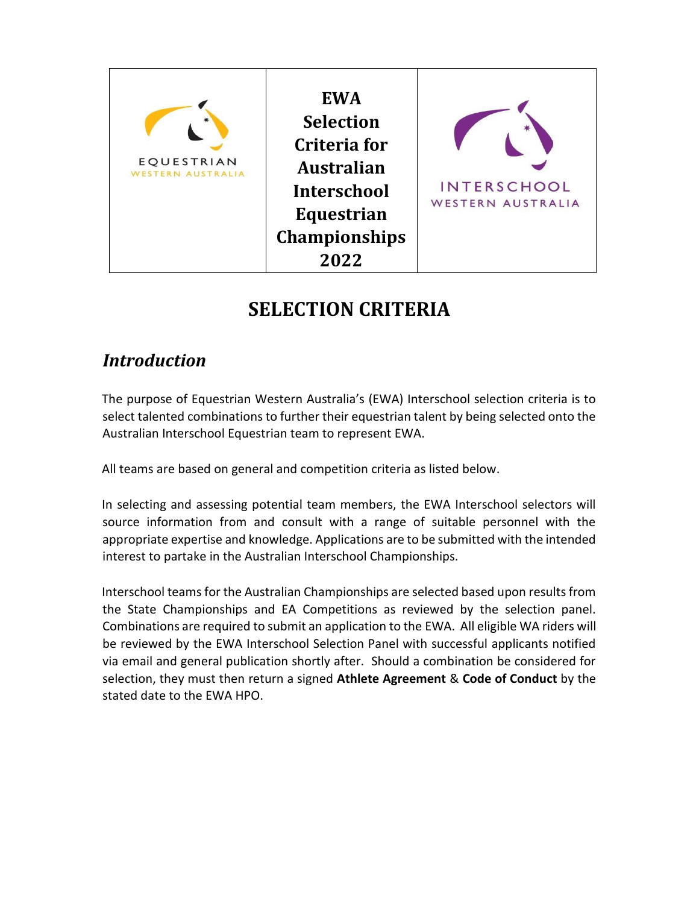| EQUESTRIAN WESTERN AUSTRALIA | EWA Selection Criteria for Australian Interschool Equestrian Championships 2022 | INTERSCHOOL WESTERN AUSTRALIA |
|---|---|---|

# SELECTION CRITERIA

## *Introduction*

The purpose of Equestrian Western Australia's (EWA) Interschool selection criteria is to select talented combinations to further their equestrian talent by being selected onto the Australian Interschool Equestrian team to represent EWA.

All teams are based on general and competition criteria as listed below.

In selecting and assessing potential team members, the EWA Interschool selectors will source information from and consult with a range of suitable personnel with the appropriate expertise and knowledge. Applications are to be submitted with the intended interest to partake in the Australian Interschool Championships.

Interschool teams for the Australian Championships are selected based upon results from the State Championships and EA Competitions as reviewed by the selection panel. Combinations are required to submit an application to the EWA. All eligible WA riders will be reviewed by the EWA Interschool Selection Panel with successful applicants notified via email and general publication shortly after. Should a combination be considered for selection, they must then return a signed **Athlete Agreement** & **Code of Conduct** by the stated date to the EWA HPO.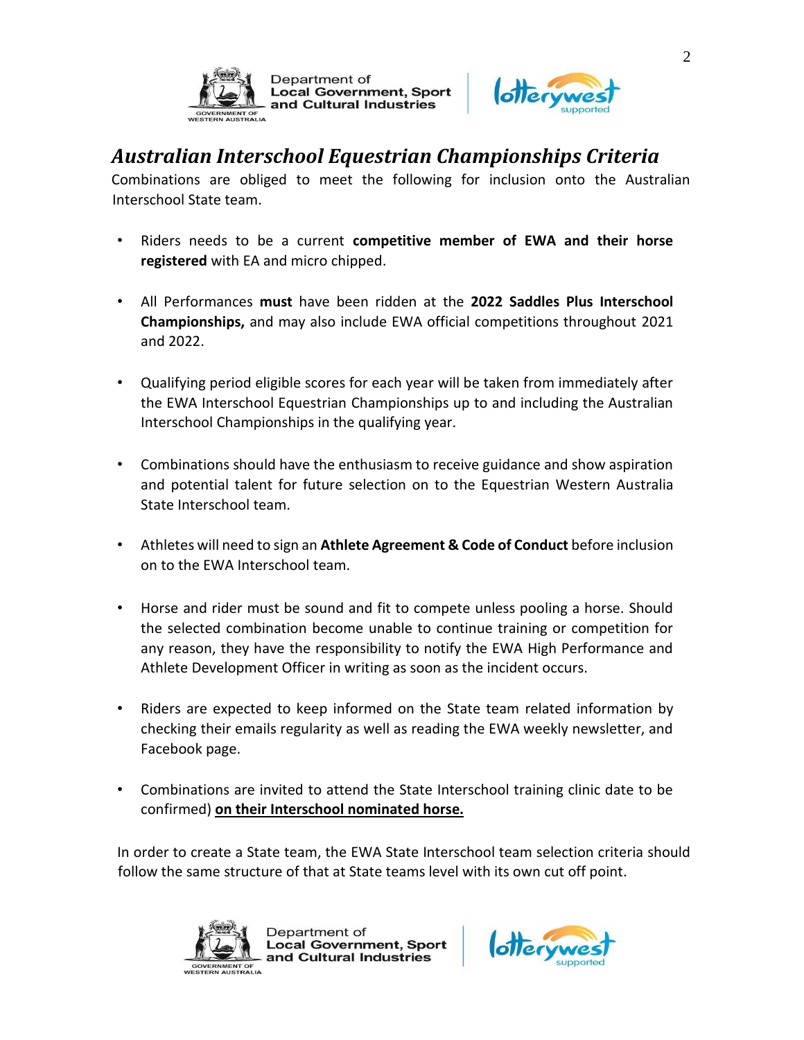## *Australian Interschool Equestrian Championships Criteria*

Combinations are obliged to meet the following for inclusion onto the Australian Interschool State team.

- Riders needs to be a current **competitive member of EWA and their horse registered** with EA and micro chipped.
- All Performances **must** have been ridden at the **2022 Saddles Plus Interschool Championships,** and may also include EWA official competitions throughout 2021 and 2022.
- Qualifying period eligible scores for each year will be taken from immediately after the EWA Interschool Equestrian Championships up to and including the Australian Interschool Championships in the qualifying year.
- Combinations should have the enthusiasm to receive guidance and show aspiration and potential talent for future selection on to the Equestrian Western Australia State Interschool team.
- Athletes will need to sign an **Athlete Agreement & Code of Conduct** before inclusion on to the EWA Interschool team.
- Horse and rider must be sound and fit to compete unless pooling a horse. Should the selected combination become unable to continue training or competition for any reason, they have the responsibility to notify the EWA High Performance and Athlete Development Officer in writing as soon as the incident occurs.
- Riders are expected to keep informed on the State team related information by checking their emails regularity as well as reading the EWA weekly newsletter, and Facebook page.
- Combinations are invited to attend the State Interschool training clinic date to be confirmed) **on their Interschool nominated horse.**

In order to create a State team, the EWA State Interschool team selection criteria should follow the same structure of that at State teams level with its own cut off point.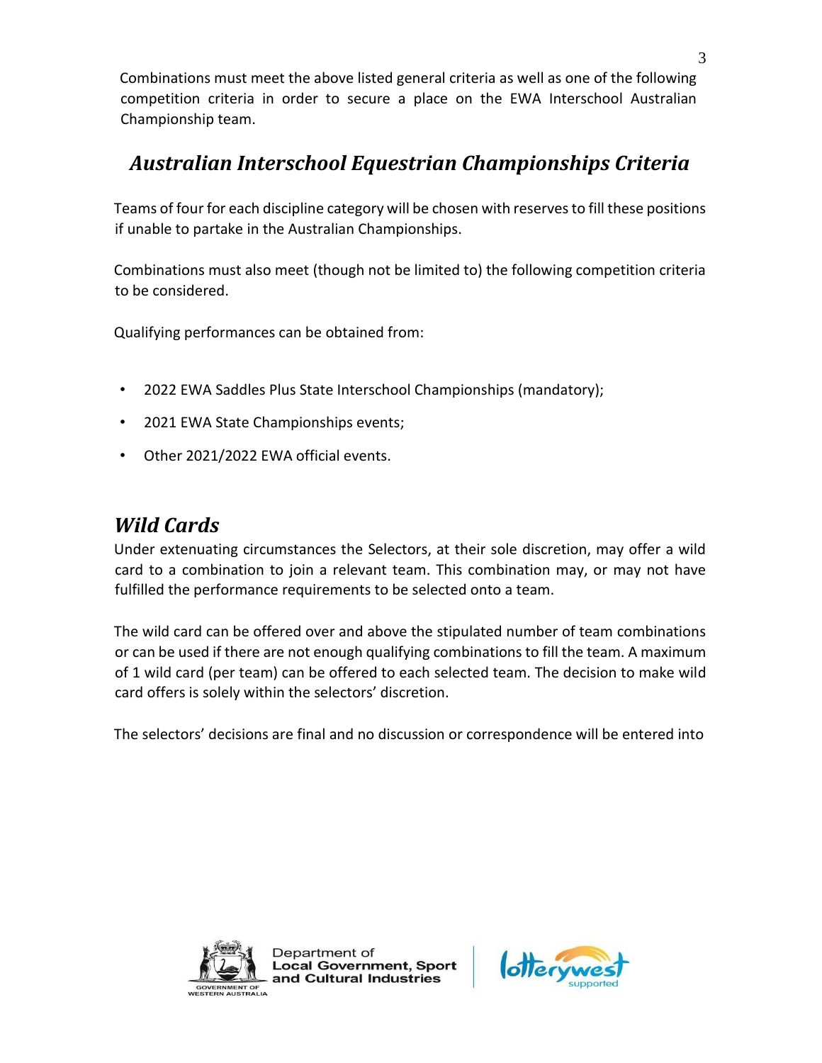Combinations must meet the above listed general criteria as well as one of the following competition criteria in order to secure a place on the EWA Interschool Australian Championship team.

## *Australian Interschool Equestrian Championships Criteria*

Teams of four for each discipline category will be chosen with reserves to fill these positions if unable to partake in the Australian Championships.

Combinations must also meet (though not be limited to) the following competition criteria to be considered.

Qualifying performances can be obtained from:

- 2022 EWA Saddles Plus State Interschool Championships (mandatory);
- 2021 EWA State Championships events;
- Other 2021/2022 EWA official events.

## *Wild Cards*

Under extenuating circumstances the Selectors, at their sole discretion, may offer a wild card to a combination to join a relevant team. This combination may, or may not have fulfilled the performance requirements to be selected onto a team.

The wild card can be offered over and above the stipulated number of team combinations or can be used if there are not enough qualifying combinations to fill the team. A maximum of 1 wild card (per team) can be offered to each selected team. The decision to make wild card offers is solely within the selectors' discretion.

The selectors' decisions are final and no discussion or correspondence will be entered into

Department of Local Government, Sport and Cultural Industries

GOVERNMENT OF WESTERN AUSTRALIA

lotterywest supported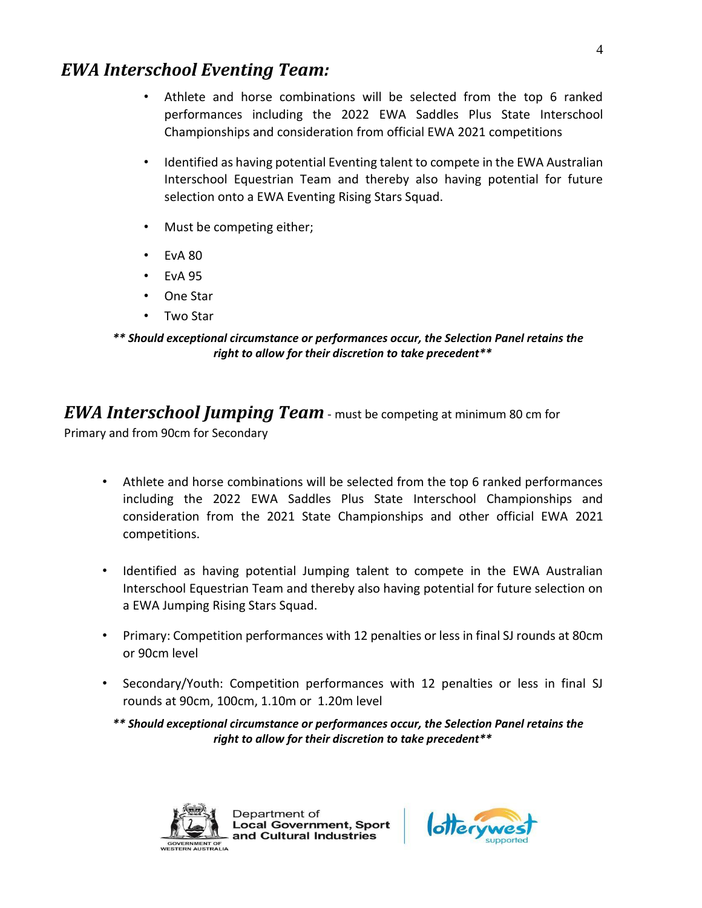## *EWA Interschool Eventing Team:*

- Athlete and horse combinations will be selected from the top 6 ranked performances including the 2022 EWA Saddles Plus State Interschool Championships and consideration from official EWA 2021 competitions
- Identified as having potential Eventing talent to compete in the EWA Australian Interschool Equestrian Team and thereby also having potential for future selection onto a EWA Eventing Rising Stars Squad.
- Must be competing either;
- EvA 80
- EvA 95
- One Star
- Two Star

***\*\* Should exceptional circumstance or performances occur, the Selection Panel retains the right to allow for their discretion to take precedent\*\****

## *EWA Interschool Jumping Team* - must be competing at minimum 80 cm for Primary and from 90cm for Secondary

- Athlete and horse combinations will be selected from the top 6 ranked performances including the 2022 EWA Saddles Plus State Interschool Championships and consideration from the 2021 State Championships and other official EWA 2021 competitions.
- Identified as having potential Jumping talent to compete in the EWA Australian Interschool Equestrian Team and thereby also having potential for future selection on a EWA Jumping Rising Stars Squad.
- Primary: Competition performances with 12 penalties or less in final SJ rounds at 80cm or 90cm level
- Secondary/Youth: Competition performances with 12 penalties or less in final SJ rounds at 90cm, 100cm, 1.10m or 1.20m level

***\*\* Should exceptional circumstance or performances occur, the Selection Panel retains the right to allow for their discretion to take precedent\*\****

Department of Local Government, Sport and Cultural Industries

GOVERNMENT OF WESTERN AUSTRALIA

lotterywest supported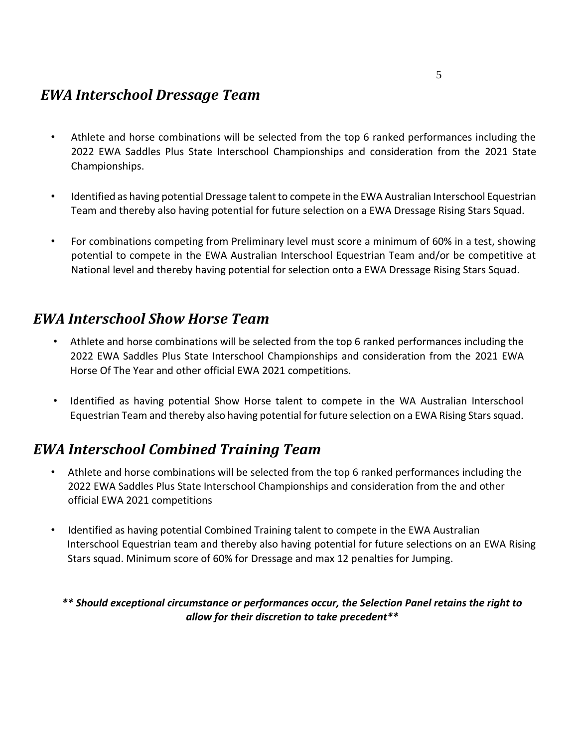## *EWA Interschool Dressage Team*

- Athlete and horse combinations will be selected from the top 6 ranked performances including the 2022 EWA Saddles Plus State Interschool Championships and consideration from the 2021 State Championships.
- Identified as having potential Dressage talent to compete in the EWA Australian Interschool Equestrian Team and thereby also having potential for future selection on a EWA Dressage Rising Stars Squad.
- For combinations competing from Preliminary level must score a minimum of 60% in a test, showing potential to compete in the EWA Australian Interschool Equestrian Team and/or be competitive at National level and thereby having potential for selection onto a EWA Dressage Rising Stars Squad.

## *EWA Interschool Show Horse Team*

- Athlete and horse combinations will be selected from the top 6 ranked performances including the 2022 EWA Saddles Plus State Interschool Championships and consideration from the 2021 EWA Horse Of The Year and other official EWA 2021 competitions.
- Identified as having potential Show Horse talent to compete in the WA Australian Interschool Equestrian Team and thereby also having potential for future selection on a EWA Rising Stars squad.

## *EWA Interschool Combined Training Team*

- Athlete and horse combinations will be selected from the top 6 ranked performances including the 2022 EWA Saddles Plus State Interschool Championships and consideration from the and other official EWA 2021 competitions
- Identified as having potential Combined Training talent to compete in the EWA Australian Interschool Equestrian team and thereby also having potential for future selections on an EWA Rising Stars squad. Minimum score of 60% for Dressage and max 12 penalties for Jumping.

***\*\* Should exceptional circumstance or performances occur, the Selection Panel retains the right to allow for their discretion to take precedent\*\****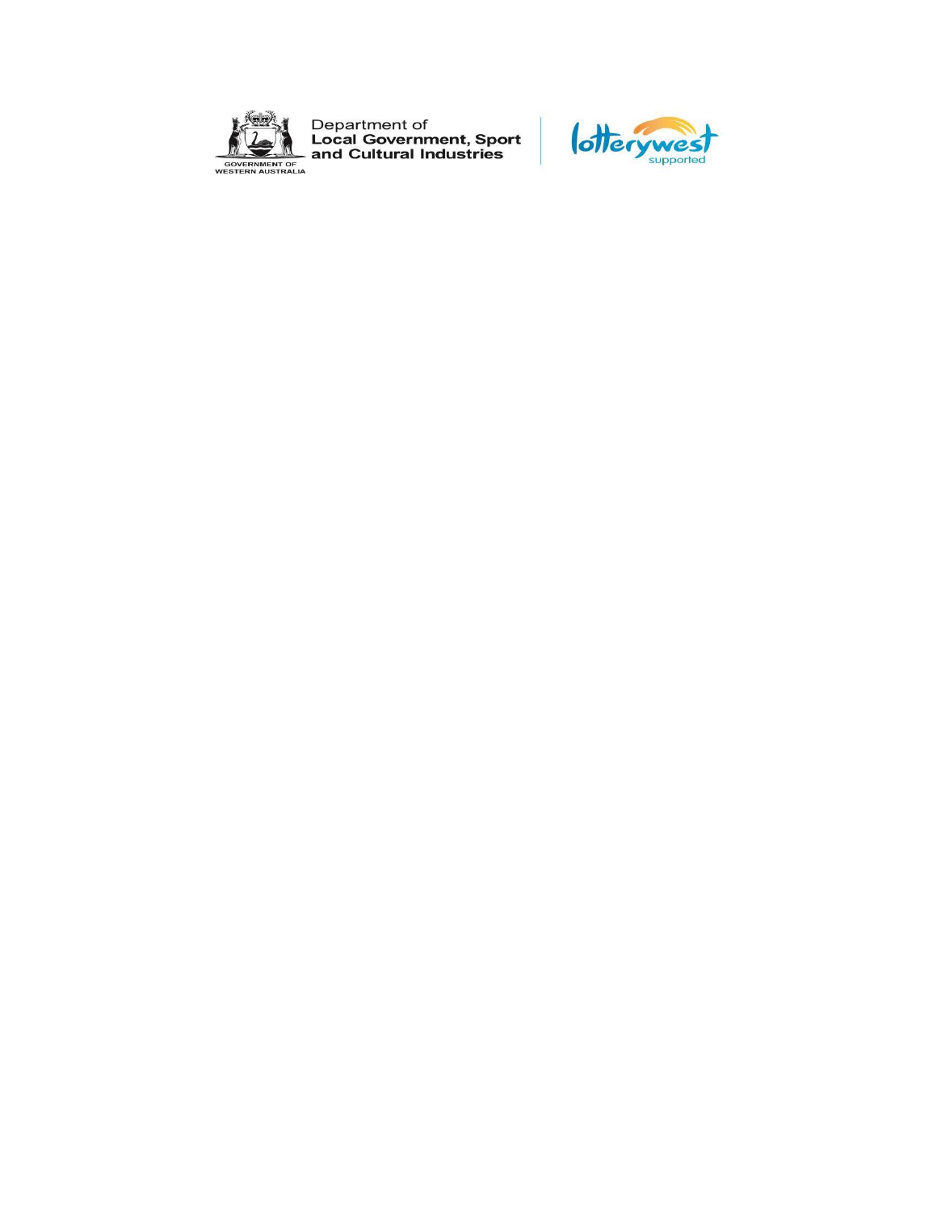Department of
**Local Government, Sport and Cultural Industries**

GOVERNMENT OF WESTERN AUSTRALIA

lotterywest
supported